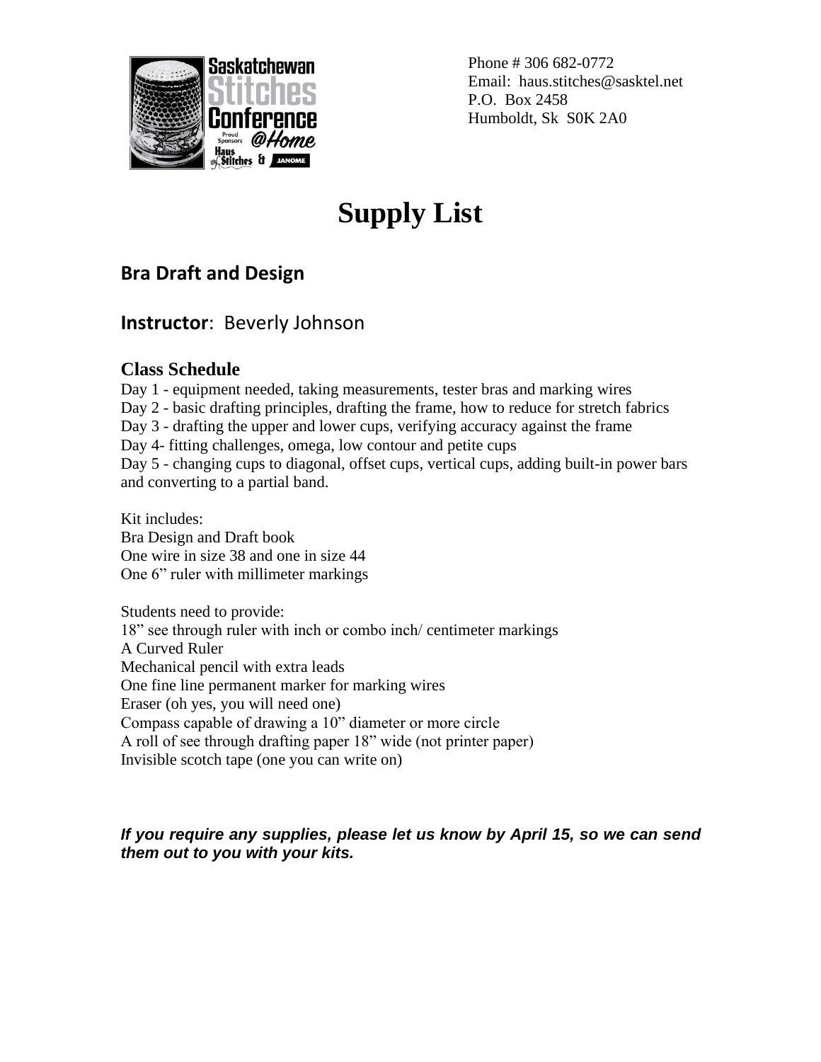Phone # 306 682-0772
Email: haus.stitches@sasktel.net
P.O. Box 2458
Humboldt, Sk S0K 2A0

# Supply List

## Bra Draft and Design

## **Instructor**: Beverly Johnson

### Class Schedule

Day 1 - equipment needed, taking measurements, tester bras and marking wires
Day 2 - basic drafting principles, drafting the frame, how to reduce for stretch fabrics
Day 3 - drafting the upper and lower cups, verifying accuracy against the frame
Day 4- fitting challenges, omega, low contour and petite cups
Day 5 - changing cups to diagonal, offset cups, vertical cups, adding built-in power bars and converting to a partial band.

Kit includes:
Bra Design and Draft book
One wire in size 38 and one in size 44
One 6" ruler with millimeter markings

Students need to provide:
18" see through ruler with inch or combo inch/ centimeter markings
A Curved Ruler
Mechanical pencil with extra leads
One fine line permanent marker for marking wires
Eraser (oh yes, you will need one)
Compass capable of drawing a 10" diameter or more circle
A roll of see through drafting paper 18" wide (not printer paper)
Invisible scotch tape (one you can write on)

***If you require any supplies, please let us know by April 15, so we can send them out to you with your kits.***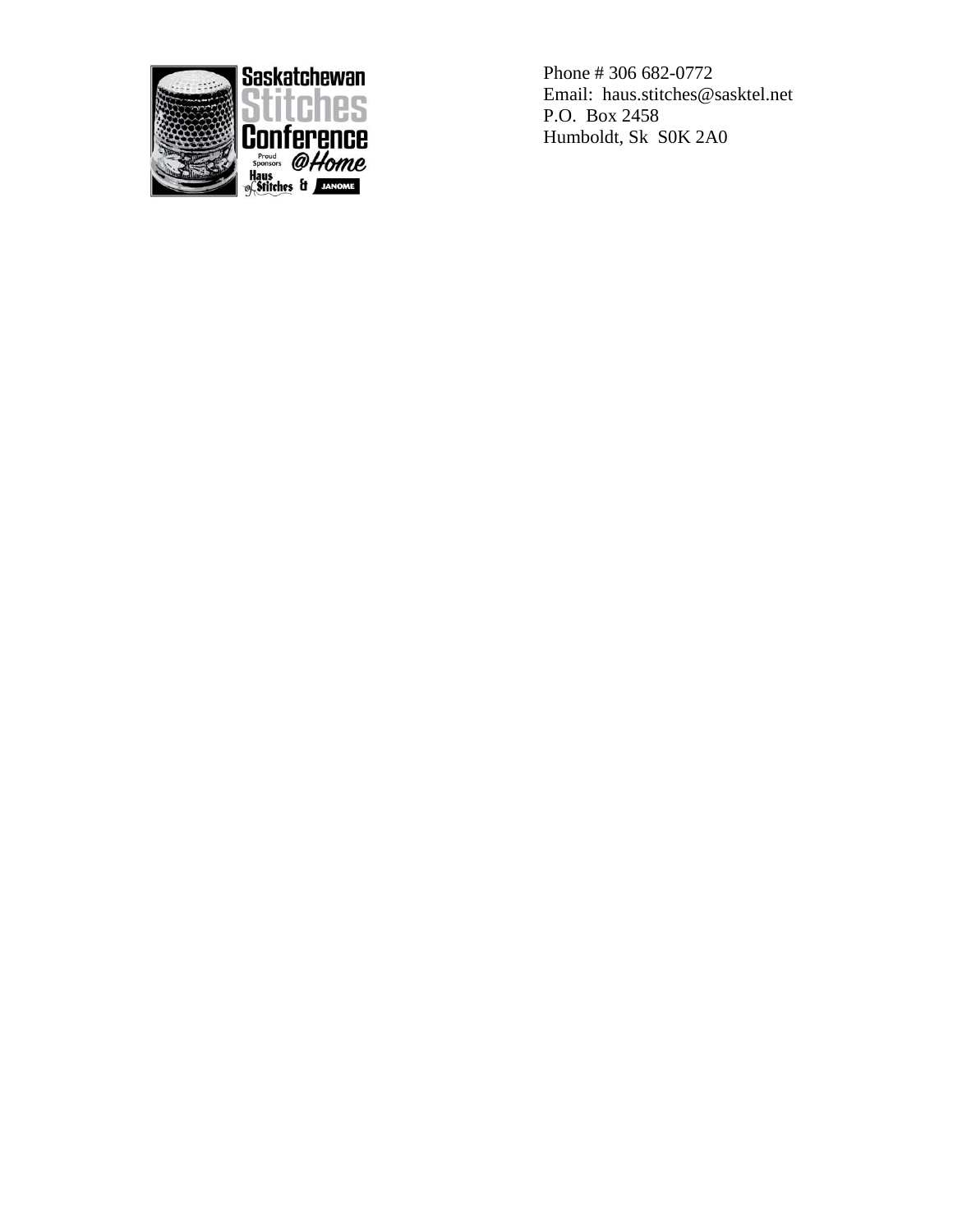Saskatchewan Stitches Conference @Home

Proud Sponsors Haus of Stitches & JANOME

Phone # 306 682-0772
Email: haus.stitches@sasktel.net
P.O. Box 2458
Humboldt, Sk S0K 2A0